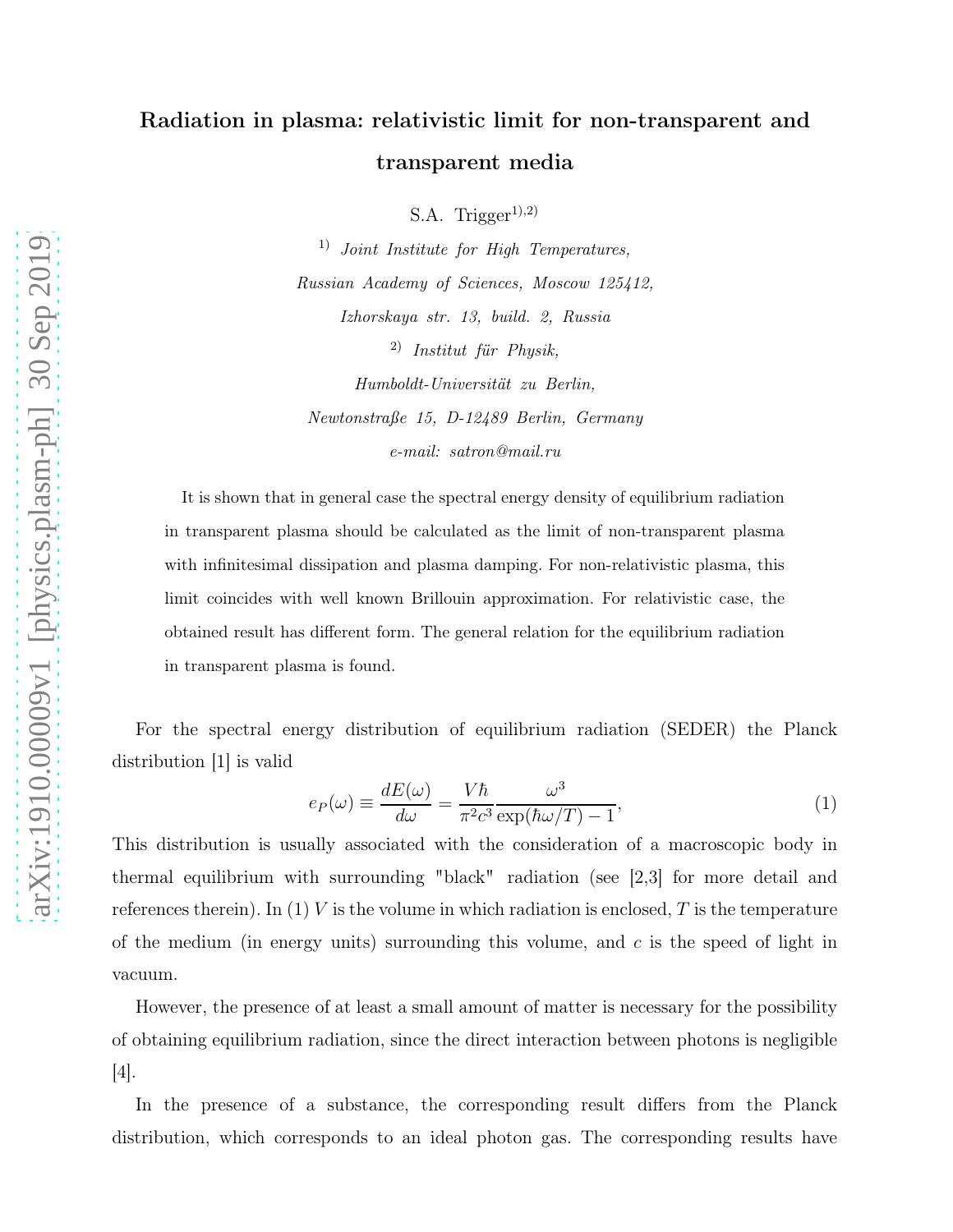# Radiation in plasma: relativistic limit for non-transparent and transparent media

S.A. Trigger[1),2)]

[1)] *Joint Institute for High Temperatures, Russian Academy of Sciences, Moscow 125412, Izhorskaya str. 13, build. 2, Russia*

[2)] *Institut für Physik, Humboldt-Universität zu Berlin, Newtonstraße 15, D-12489 Berlin, Germany*

*e-mail: satron@mail.ru*

It is shown that in general case the spectral energy density of equilibrium radiation in transparent plasma should be calculated as the limit of non-transparent plasma with infinitesimal dissipation and plasma damping. For non-relativistic plasma, this limit coincides with well known Brillouin approximation. For relativistic case, the obtained result has different form. The general relation for the equilibrium radiation in transparent plasma is found.

For the spectral energy distribution of equilibrium radiation (SEDER) the Planck distribution [1] is valid

$$e_P(\omega) \equiv \frac{dE(\omega)}{d\omega} = \frac{V\hbar}{\pi^2 c^3}\frac{\omega^3}{\exp(\hbar\omega/T) - 1}, \tag{1}$$

This distribution is usually associated with the consideration of a macroscopic body in thermal equilibrium with surrounding "black" radiation (see [2,3] for more detail and references therein). In (1) $V$ is the volume in which radiation is enclosed, $T$ is the temperature of the medium (in energy units) surrounding this volume, and $c$ is the speed of light in vacuum.

However, the presence of at least a small amount of matter is necessary for the possibility of obtaining equilibrium radiation, since the direct interaction between photons is negligible [4].

In the presence of a substance, the corresponding result differs from the Planck distribution, which corresponds to an ideal photon gas. The corresponding results have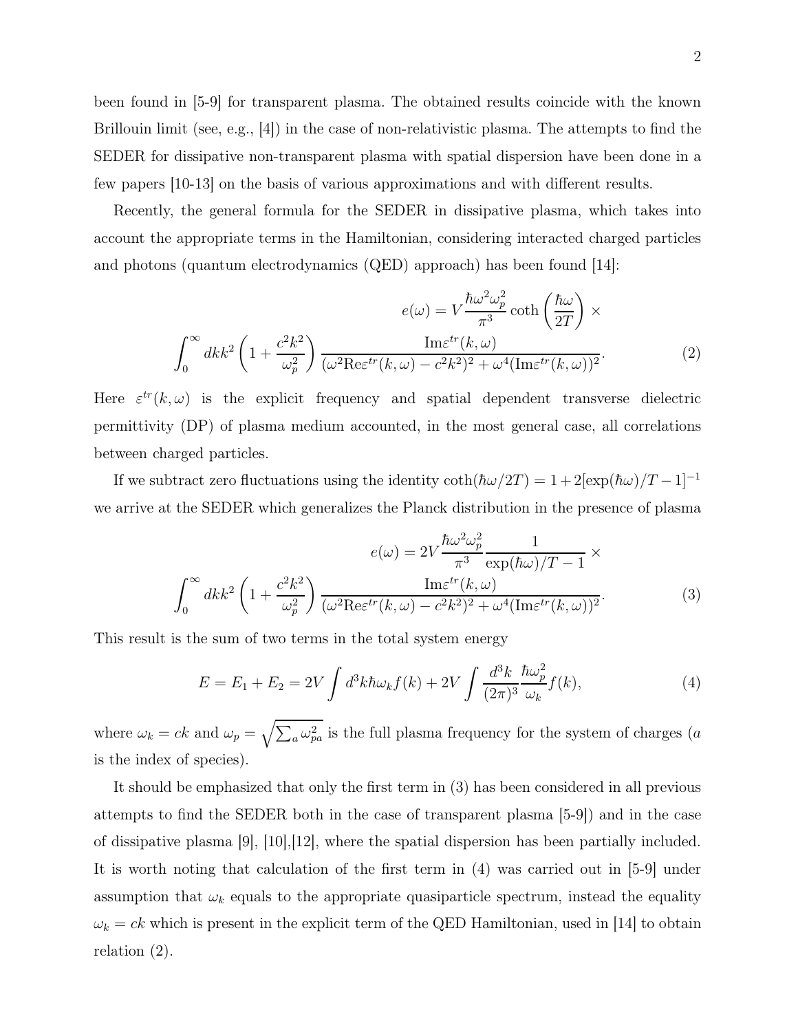been found in [5-9] for transparent plasma. The obtained results coincide with the known Brillouin limit (see, e.g., [4]) in the case of non-relativistic plasma. The attempts to find the SEDER for dissipative non-transparent plasma with spatial dispersion have been done in a few papers [10-13] on the basis of various approximations and with different results.

Recently, the general formula for the SEDER in dissipative plasma, which takes into account the appropriate terms in the Hamiltonian, considering interacted charged particles and photons (quantum electrodynamics (QED) approach) has been found [14]:

$$
e(\omega) = V\frac{\hbar\omega^2\omega_p^2}{\pi^3}\coth\left(\frac{\hbar\omega}{2T}\right) \times
$$
$$
\int_0^\infty dk k^2\left(1+\frac{c^2k^2}{\omega_p^2}\right)\frac{\mathrm{Im}\varepsilon^{tr}(k,\omega)}{(\omega^2\mathrm{Re}\varepsilon^{tr}(k,\omega)-c^2k^2)^2+\omega^4(\mathrm{Im}\varepsilon^{tr}(k,\omega))^2}. \tag{2}
$$

Here $\varepsilon^{tr}(k,\omega)$ is the explicit frequency and spatial dependent transverse dielectric permittivity (DP) of plasma medium accounted, in the most general case, all correlations between charged particles.

If we subtract zero fluctuations using the identity $\coth(\hbar\omega/2T) = 1 + 2[\exp(\hbar\omega)/T - 1]^{-1}$ we arrive at the SEDER which generalizes the Planck distribution in the presence of plasma

$$
e(\omega) = 2V\frac{\hbar\omega^2\omega_p^2}{\pi^3}\frac{1}{\exp(\hbar\omega)/T-1} \times
$$
$$
\int_0^\infty dk k^2\left(1+\frac{c^2k^2}{\omega_p^2}\right)\frac{\mathrm{Im}\varepsilon^{tr}(k,\omega)}{(\omega^2\mathrm{Re}\varepsilon^{tr}(k,\omega)-c^2k^2)^2+\omega^4(\mathrm{Im}\varepsilon^{tr}(k,\omega))^2}. \tag{3}
$$

This result is the sum of two terms in the total system energy

$$
E = E_1 + E_2 = 2V\int d^3k\hbar\omega_k f(k) + 2V\int \frac{d^3k}{(2\pi)^3}\frac{\hbar\omega_p^2}{\omega_k}f(k), \tag{4}
$$

where $\omega_k = ck$ and $\omega_p = \sqrt{\sum_a \omega_{pa}^2}$ is the full plasma frequency for the system of charges ($a$ is the index of species).

It should be emphasized that only the first term in (3) has been considered in all previous attempts to find the SEDER both in the case of transparent plasma [5-9]) and in the case of dissipative plasma [9], [10],[12], where the spatial dispersion has been partially included. It is worth noting that calculation of the first term in (4) was carried out in [5-9] under assumption that $\omega_k$ equals to the appropriate quasiparticle spectrum, instead the equality $\omega_k = ck$ which is present in the explicit term of the QED Hamiltonian, used in [14] to obtain relation (2).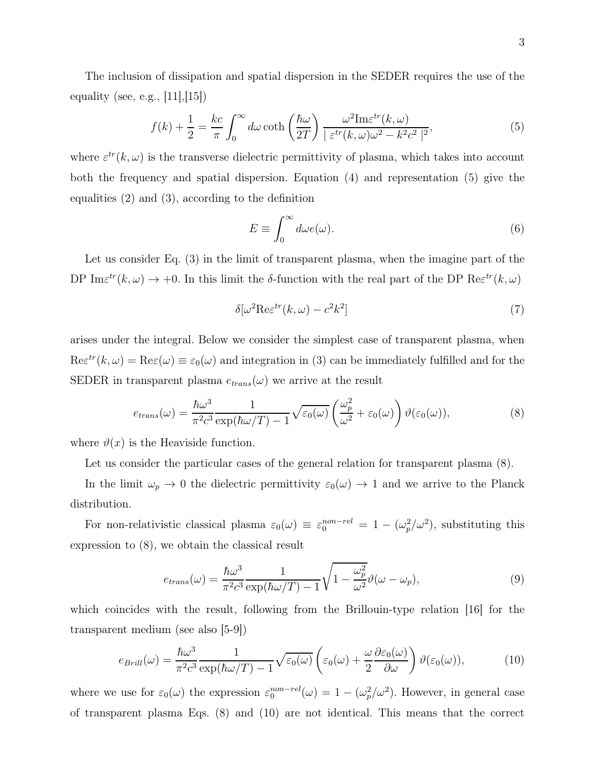The inclusion of dissipation and spatial dispersion in the SEDER requires the use of the equality (see, e.g., [11],[15])

$$f(k) + \frac{1}{2} = \frac{kc}{\pi} \int_0^\infty d\omega \coth\left(\frac{\hbar\omega}{2T}\right) \frac{\omega^2 \mathrm{Im}\varepsilon^{tr}(k,\omega)}{\mid \varepsilon^{tr}(k,\omega)\omega^2 - k^2c^2 \mid^2}, \tag{5}$$

where $\varepsilon^{tr}(k,\omega)$ is the transverse dielectric permittivity of plasma, which takes into account both the frequency and spatial dispersion. Equation (4) and representation (5) give the equalities (2) and (3), according to the definition

$$E \equiv \int_0^\infty d\omega e(\omega). \tag{6}$$

Let us consider Eq. (3) in the limit of transparent plasma, when the imagine part of the DP $\mathrm{Im}\varepsilon^{tr}(k,\omega) \to +0$. In this limit the $\delta$-function with the real part of the DP $\mathrm{Re}\varepsilon^{tr}(k,\omega)$

$$\delta[\omega^2 \mathrm{Re}\varepsilon^{tr}(k,\omega) - c^2k^2] \tag{7}$$

arises under the integral. Below we consider the simplest case of transparent plasma, when $\mathrm{Re}\varepsilon^{tr}(k,\omega) = \mathrm{Re}\varepsilon(\omega) \equiv \varepsilon_0(\omega)$ and integration in (3) can be immediately fulfilled and for the SEDER in transparent plasma $e_{trans}(\omega)$ we arrive at the result

$$e_{trans}(\omega) = \frac{\hbar\omega^3}{\pi^2c^3} \frac{1}{\exp(\hbar\omega/T) - 1} \sqrt{\varepsilon_0(\omega)} \left(\frac{\omega_p^2}{\omega^2} + \varepsilon_0(\omega)\right) \vartheta(\varepsilon_0(\omega)), \tag{8}$$

where $\vartheta(x)$ is the Heaviside function.

Let us consider the particular cases of the general relation for transparent plasma (8).

In the limit $\omega_p \to 0$ the dielectric permittivity $\varepsilon_0(\omega) \to 1$ and we arrive to the Planck distribution.

For non-relativistic classical plasma $\varepsilon_0(\omega) \equiv \varepsilon_0^{non-rel} = 1 - (\omega_p^2/\omega^2)$, substituting this expression to (8), we obtain the classical result

$$e_{trans}(\omega) = \frac{\hbar\omega^3}{\pi^2c^3} \frac{1}{\exp(\hbar\omega/T) - 1} \sqrt{1 - \frac{\omega_p^2}{\omega^2}} \vartheta(\omega - \omega_p), \tag{9}$$

which coincides with the result, following from the Brillouin-type relation [16] for the transparent medium (see also [5-9])

$$e_{Brill}(\omega) = \frac{\hbar\omega^3}{\pi^2c^3} \frac{1}{\exp(\hbar\omega/T) - 1} \sqrt{\varepsilon_0(\omega)} \left(\varepsilon_0(\omega) + \frac{\omega}{2}\frac{\partial\varepsilon_0(\omega)}{\partial\omega}\right) \vartheta(\varepsilon_0(\omega)), \tag{10}$$

where we use for $\varepsilon_0(\omega)$ the expression $\varepsilon_0^{non-rel}(\omega) = 1 - (\omega_p^2/\omega^2)$. However, in general case of transparent plasma Eqs. (8) and (10) are not identical. This means that the correct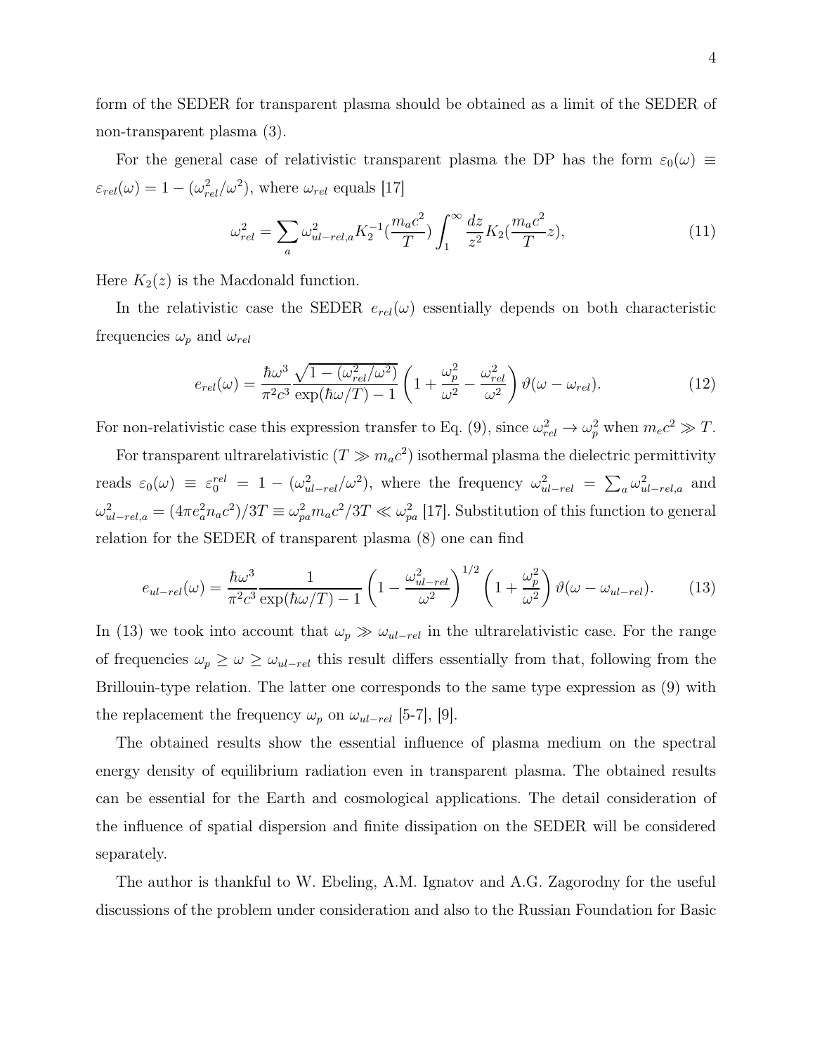form of the SEDER for transparent plasma should be obtained as a limit of the SEDER of non-transparent plasma (3).

For the general case of relativistic transparent plasma the DP has the form $\varepsilon_0(\omega) \equiv \varepsilon_{rel}(\omega) = 1 - (\omega_{rel}^2/\omega^2)$, where $\omega_{rel}$ equals [17]

$$\omega_{rel}^2 = \sum_a \omega_{ul-rel,a}^2 K_2^{-1}(\frac{m_a c^2}{T}) \int_1^\infty \frac{dz}{z^2} K_2(\frac{m_a c^2}{T} z), \tag{11}$$

Here $K_2(z)$ is the Macdonald function.

In the relativistic case the SEDER $e_{rel}(\omega)$ essentially depends on both characteristic frequencies $\omega_p$ and $\omega_{rel}$

$$e_{rel}(\omega) = \frac{\hbar\omega^3}{\pi^2 c^3} \frac{\sqrt{1-(\omega_{rel}^2/\omega^2)}}{\exp(\hbar\omega/T) - 1} \left(1 + \frac{\omega_p^2}{\omega^2} - \frac{\omega_{rel}^2}{\omega^2}\right) \vartheta(\omega - \omega_{rel}). \tag{12}$$

For non-relativistic case this expression transfer to Eq. (9), since $\omega_{rel}^2 \to \omega_p^2$ when $m_e c^2 \gg T$.

For transparent ultrarelativistic ($T \gg m_a c^2$) isothermal plasma the dielectric permittivity reads $\varepsilon_0(\omega) \equiv \varepsilon_0^{rel} = 1 - (\omega_{ul-rel}^2/\omega^2)$, where the frequency $\omega_{ul-rel}^2 = \sum_a \omega_{ul-rel,a}^2$ and $\omega_{ul-rel,a}^2 = (4\pi e_a^2 n_a c^2)/3T \equiv \omega_{pa}^2 m_a c^2/3T \ll \omega_{pa}^2$ [17]. Substitution of this function to general relation for the SEDER of transparent plasma (8) one can find

$$e_{ul-rel}(\omega) = \frac{\hbar\omega^3}{\pi^2 c^3} \frac{1}{\exp(\hbar\omega/T) - 1} \left(1 - \frac{\omega_{ul-rel}^2}{\omega^2}\right)^{1/2} \left(1 + \frac{\omega_p^2}{\omega^2}\right) \vartheta(\omega - \omega_{ul-rel}). \tag{13}$$

In (13) we took into account that $\omega_p \gg \omega_{ul-rel}$ in the ultrarelativistic case. For the range of frequencies $\omega_p \geq \omega \geq \omega_{ul-rel}$ this result differs essentially from that, following from the Brillouin-type relation. The latter one corresponds to the same type expression as (9) with the replacement the frequency $\omega_p$ on $\omega_{ul-rel}$ [5-7], [9].

The obtained results show the essential influence of plasma medium on the spectral energy density of equilibrium radiation even in transparent plasma. The obtained results can be essential for the Earth and cosmological applications. The detail consideration of the influence of spatial dispersion and finite dissipation on the SEDER will be considered separately.

The author is thankful to W. Ebeling, A.M. Ignatov and A.G. Zagorodny for the useful discussions of the problem under consideration and also to the Russian Foundation for Basic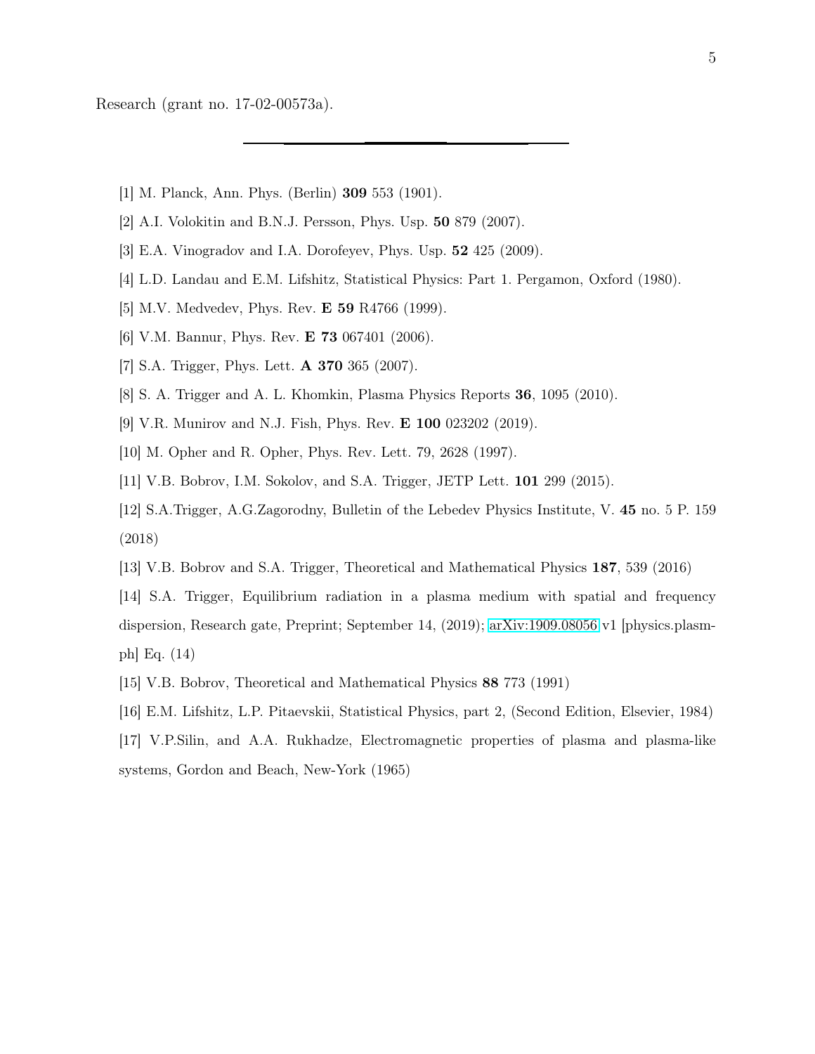Research (grant no. 17-02-00573a).

---

[1] M. Planck, Ann. Phys. (Berlin) **309** 553 (1901).

[2] A.I. Volokitin and B.N.J. Persson, Phys. Usp. **50** 879 (2007).

[3] E.A. Vinogradov and I.A. Dorofeyev, Phys. Usp. **52** 425 (2009).

[4] L.D. Landau and E.M. Lifshitz, Statistical Physics: Part 1. Pergamon, Oxford (1980).

[5] M.V. Medvedev, Phys. Rev. **E 59** R4766 (1999).

[6] V.M. Bannur, Phys. Rev. **E 73** 067401 (2006).

[7] S.A. Trigger, Phys. Lett. **A 370** 365 (2007).

[8] S. A. Trigger and A. L. Khomkin, Plasma Physics Reports **36**, 1095 (2010).

[9] V.R. Munirov and N.J. Fish, Phys. Rev. **E 100** 023202 (2019).

[10] M. Opher and R. Opher, Phys. Rev. Lett. 79, 2628 (1997).

[11] V.B. Bobrov, I.M. Sokolov, and S.A. Trigger, JETP Lett. **101** 299 (2015).

[12] S.A.Trigger, A.G.Zagorodny, Bulletin of the Lebedev Physics Institute, V. **45** no. 5 P. 159 (2018)

[13] V.B. Bobrov and S.A. Trigger, Theoretical and Mathematical Physics **187**, 539 (2016)

[14] S.A. Trigger, Equilibrium radiation in a plasma medium with spatial and frequency dispersion, Research gate, Preprint; September 14, (2019); arXiv:1909.08056 v1 [physics.plasm-ph] Eq. (14)

[15] V.B. Bobrov, Theoretical and Mathematical Physics **88** 773 (1991)

[16] E.M. Lifshitz, L.P. Pitaevskii, Statistical Physics, part 2, (Second Edition, Elsevier, 1984)

[17] V.P.Silin, and A.A. Rukhadze, Electromagnetic properties of plasma and plasma-like systems, Gordon and Beach, New-York (1965)